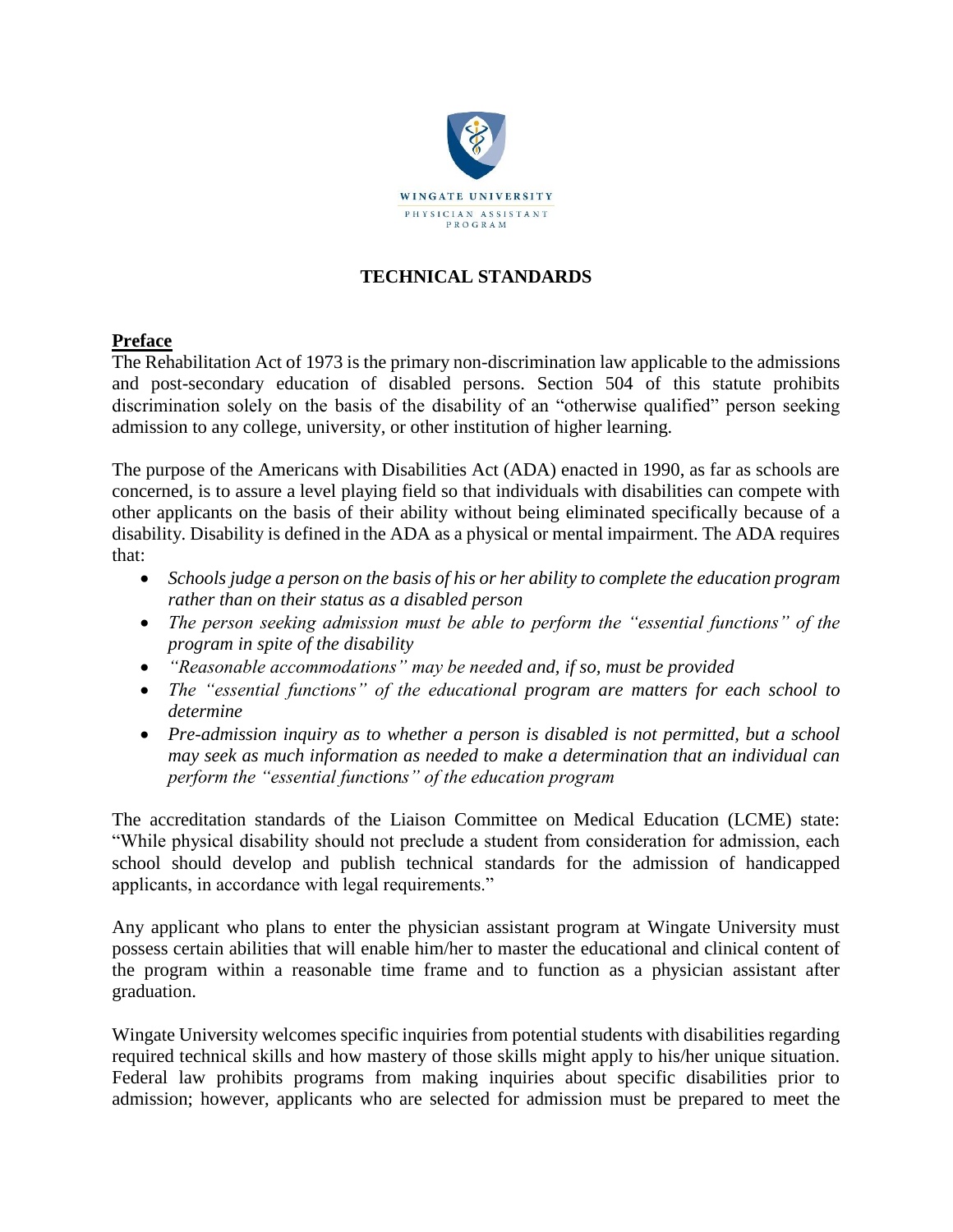WINGATE UNIVERSITY

PHYSICIAN ASSISTANT PROGRAM

# TECHNICAL STANDARDS

## Preface

The Rehabilitation Act of 1973 is the primary non-discrimination law applicable to the admissions and post-secondary education of disabled persons. Section 504 of this statute prohibits discrimination solely on the basis of the disability of an "otherwise qualified" person seeking admission to any college, university, or other institution of higher learning.

The purpose of the Americans with Disabilities Act (ADA) enacted in 1990, as far as schools are concerned, is to assure a level playing field so that individuals with disabilities can compete with other applicants on the basis of their ability without being eliminated specifically because of a disability. Disability is defined in the ADA as a physical or mental impairment. The ADA requires that:

- *Schools judge a person on the basis of his or her ability to complete the education program rather than on their status as a disabled person*
- *The person seeking admission must be able to perform the "essential functions" of the program in spite of the disability*
- *"Reasonable accommodations" may be needed and, if so, must be provided*
- *The "essential functions" of the educational program are matters for each school to determine*
- *Pre-admission inquiry as to whether a person is disabled is not permitted, but a school may seek as much information as needed to make a determination that an individual can perform the "essential functions" of the education program*

The accreditation standards of the Liaison Committee on Medical Education (LCME) state: "While physical disability should not preclude a student from consideration for admission, each school should develop and publish technical standards for the admission of handicapped applicants, in accordance with legal requirements."

Any applicant who plans to enter the physician assistant program at Wingate University must possess certain abilities that will enable him/her to master the educational and clinical content of the program within a reasonable time frame and to function as a physician assistant after graduation.

Wingate University welcomes specific inquiries from potential students with disabilities regarding required technical skills and how mastery of those skills might apply to his/her unique situation. Federal law prohibits programs from making inquiries about specific disabilities prior to admission; however, applicants who are selected for admission must be prepared to meet the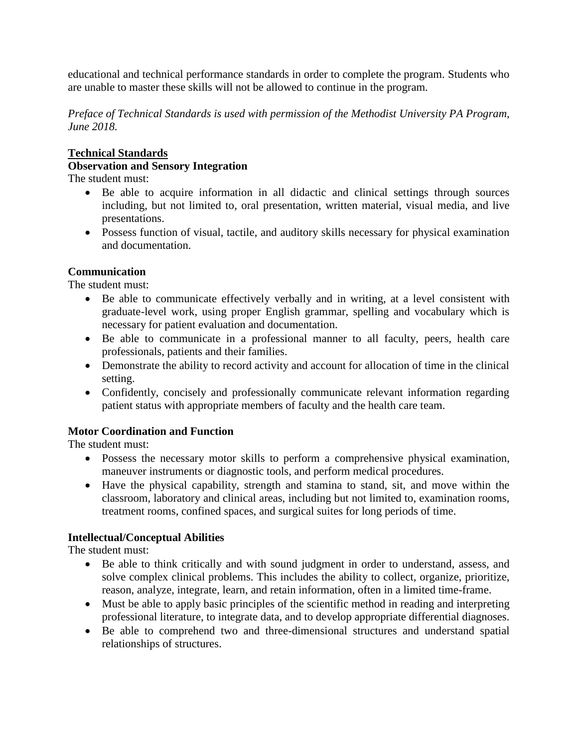educational and technical performance standards in order to complete the program. Students who are unable to master these skills will not be allowed to continue in the program.

*Preface of Technical Standards is used with permission of the Methodist University PA Program, June 2018.*

## Technical Standards

### Observation and Sensory Integration

The student must:

- Be able to acquire information in all didactic and clinical settings through sources including, but not limited to, oral presentation, written material, visual media, and live presentations.
- Possess function of visual, tactile, and auditory skills necessary for physical examination and documentation.

### Communication

The student must:

- Be able to communicate effectively verbally and in writing, at a level consistent with graduate-level work, using proper English grammar, spelling and vocabulary which is necessary for patient evaluation and documentation.
- Be able to communicate in a professional manner to all faculty, peers, health care professionals, patients and their families.
- Demonstrate the ability to record activity and account for allocation of time in the clinical setting.
- Confidently, concisely and professionally communicate relevant information regarding patient status with appropriate members of faculty and the health care team.

### Motor Coordination and Function

The student must:

- Possess the necessary motor skills to perform a comprehensive physical examination, maneuver instruments or diagnostic tools, and perform medical procedures.
- Have the physical capability, strength and stamina to stand, sit, and move within the classroom, laboratory and clinical areas, including but not limited to, examination rooms, treatment rooms, confined spaces, and surgical suites for long periods of time.

### Intellectual/Conceptual Abilities

The student must:

- Be able to think critically and with sound judgment in order to understand, assess, and solve complex clinical problems. This includes the ability to collect, organize, prioritize, reason, analyze, integrate, learn, and retain information, often in a limited time-frame.
- Must be able to apply basic principles of the scientific method in reading and interpreting professional literature, to integrate data, and to develop appropriate differential diagnoses.
- Be able to comprehend two and three-dimensional structures and understand spatial relationships of structures.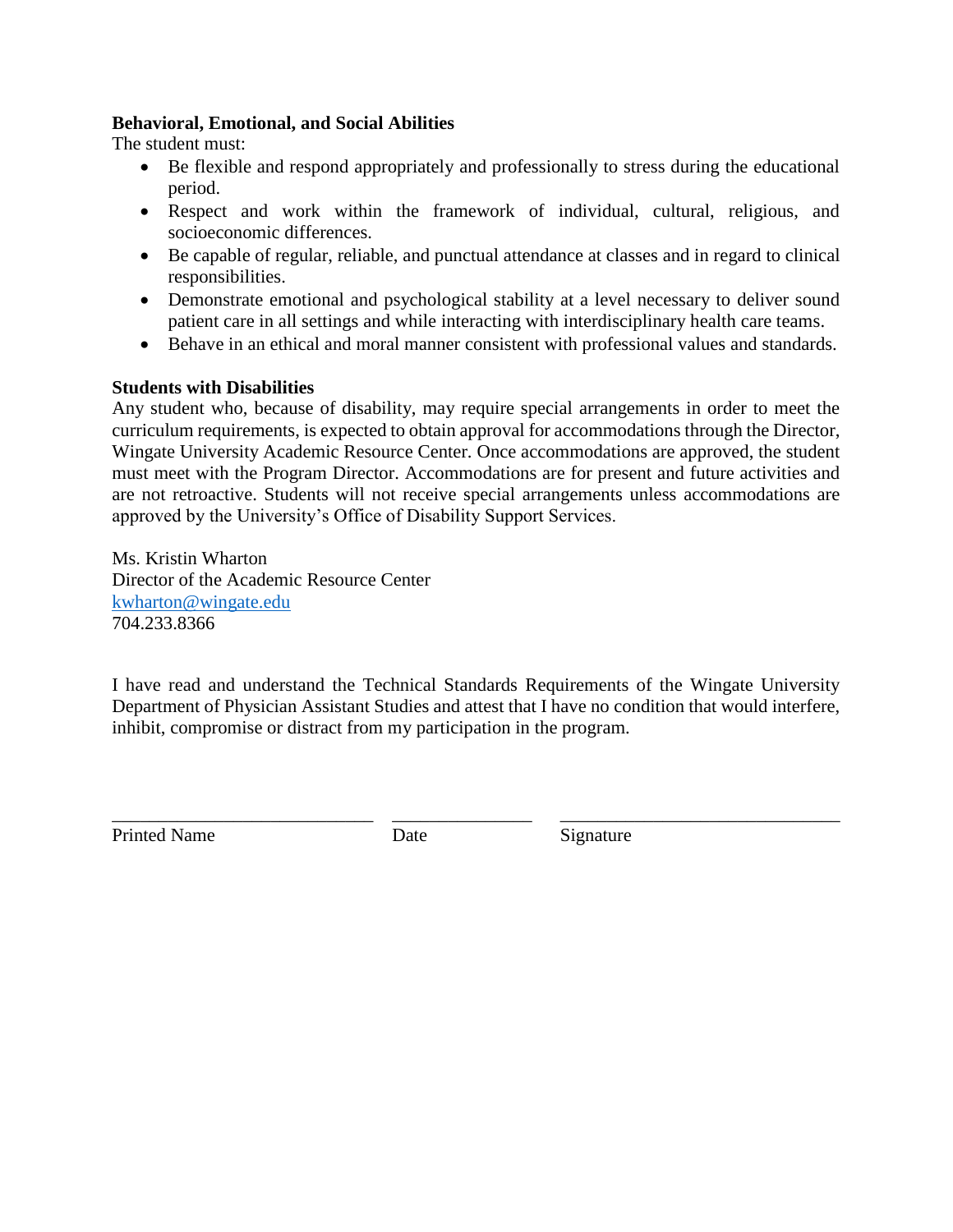**Behavioral, Emotional, and Social Abilities**

The student must:

- Be flexible and respond appropriately and professionally to stress during the educational period.
- Respect and work within the framework of individual, cultural, religious, and socioeconomic differences.
- Be capable of regular, reliable, and punctual attendance at classes and in regard to clinical responsibilities.
- Demonstrate emotional and psychological stability at a level necessary to deliver sound patient care in all settings and while interacting with interdisciplinary health care teams.
- Behave in an ethical and moral manner consistent with professional values and standards.

**Students with Disabilities**

Any student who, because of disability, may require special arrangements in order to meet the curriculum requirements, is expected to obtain approval for accommodations through the Director, Wingate University Academic Resource Center. Once accommodations are approved, the student must meet with the Program Director. Accommodations are for present and future activities and are not retroactive. Students will not receive special arrangements unless accommodations are approved by the University's Office of Disability Support Services.

Ms. Kristin Wharton
Director of the Academic Resource Center
kwharton@wingate.edu
704.233.8366

I have read and understand the Technical Standards Requirements of the Wingate University Department of Physician Assistant Studies and attest that I have no condition that would interfere, inhibit, compromise or distract from my participation in the program.

| | | |
|---|---|---|
| ______________________________ | _______________ | ______________________________ |
| Printed Name | Date | Signature |